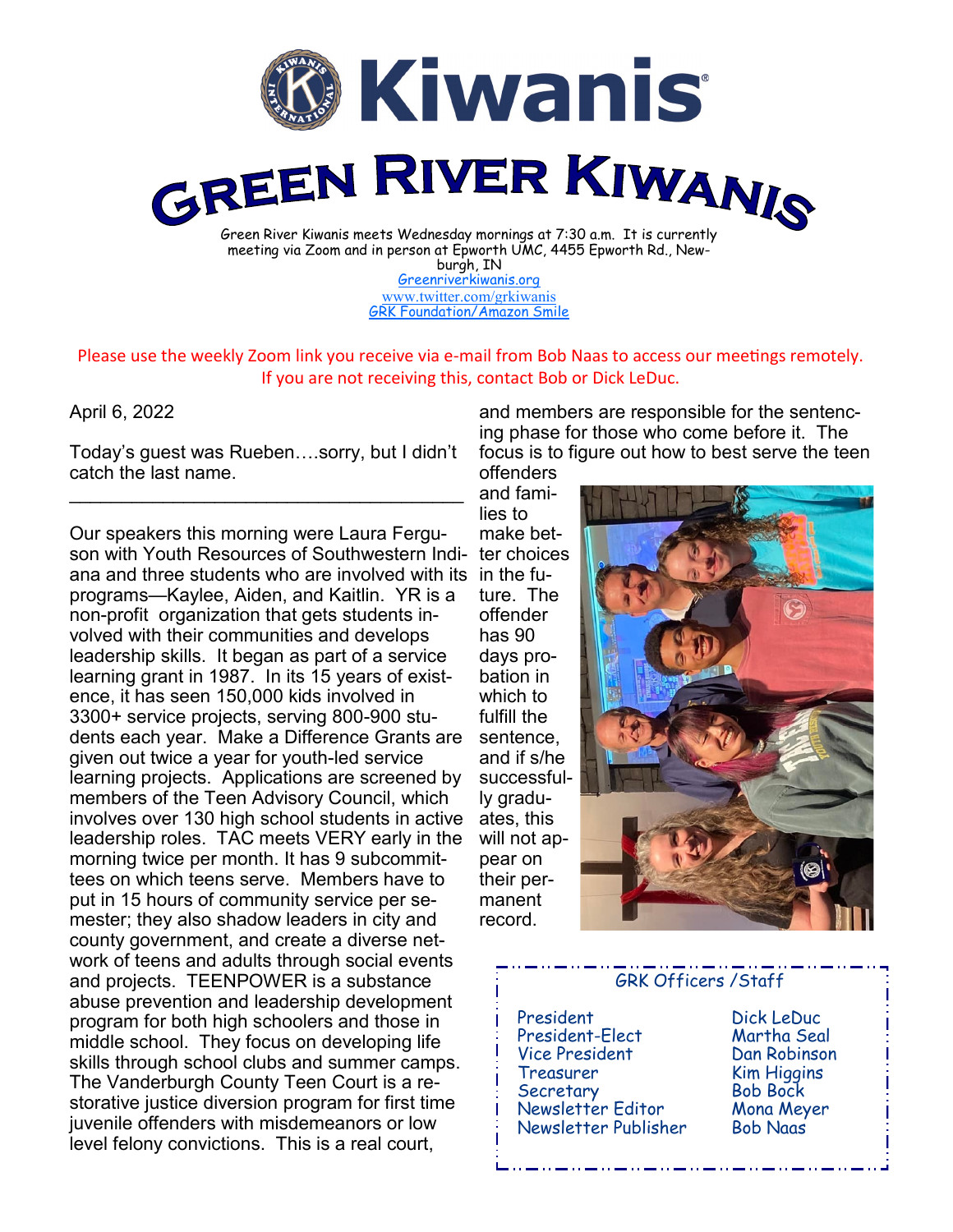# Kiwanis

# GREEN RIVER KIWANIS

Green River Kiwanis meets Wednesday mornings at 7:30 a.m. It is currently meeting via Zoom and in person at Epworth UMC, 4455 Epworth Rd., Newburgh, IN

[Greenriverkiwanis.org](Greenriverkiwanis.org)
[www.twitter.com/grkiwanis](www.twitter.com/grkiwanis)
GRK Foundation/Amazon Smile

Please use the weekly Zoom link you receive via e-mail from Bob Naas to access our meetings remotely. If you are not receiving this, contact Bob or Dick LeDuc.

April 6, 2022

Today's guest was Rueben….sorry, but I didn't catch the last name.

---

Our speakers this morning were Laura Ferguson with Youth Resources of Southwestern Indiana and three students who are involved with its programs—Kaylee, Aiden, and Kaitlin. YR is a non-profit organization that gets students involved with their communities and develops leadership skills. It began as part of a service learning grant in 1987. In its 15 years of existence, it has seen 150,000 kids involved in 3300+ service projects, serving 800-900 students each year. Make a Difference Grants are given out twice a year for youth-led service learning projects. Applications are screened by members of the Teen Advisory Council, which involves over 130 high school students in active leadership roles. TAC meets VERY early in the morning twice per month. It has 9 subcommittees on which teens serve. Members have to put in 15 hours of community service per semester; they also shadow leaders in city and county government, and create a diverse network of teens and adults through social events and projects. TEENPOWER is a substance abuse prevention and leadership development program for both high schoolers and those in middle school. They focus on developing life skills through school clubs and summer camps. The Vanderburgh County Teen Court is a restorative justice diversion program for first time juvenile offenders with misdemeanors or low level felony convictions. This is a real court, and members are responsible for the sentencing phase for those who come before it. The focus is to figure out how to best serve the teen offenders and families to make better choices in the future. The offender has 90 days probation in which to fulfill the sentence, and if s/he successfully graduates, this will not appear on their permanent record.

## GRK Officers /Staff

| | |
|---|---|
| President | Dick LeDuc |
| President-Elect | Martha Seal |
| Vice President | Dan Robinson |
| Treasurer | Kim Higgins |
| Secretary | Bob Bock |
| Newsletter Editor | Mona Meyer |
| Newsletter Publisher | Bob Naas |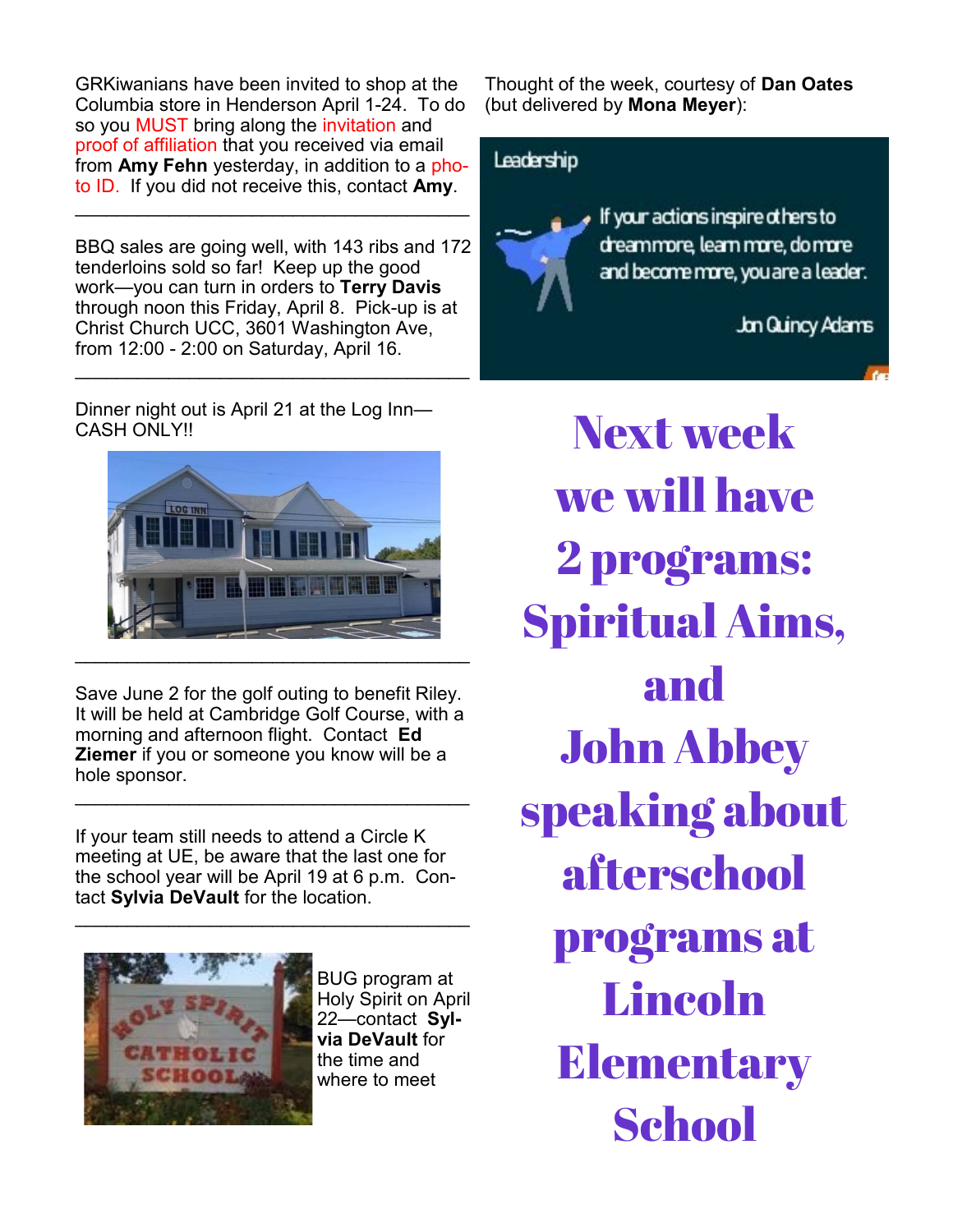GRKiwanians have been invited to shop at the Columbia store in Henderson April 1-24. To do so you MUST bring along the invitation and proof of affiliation that you received via email from **Amy Fehn** yesterday, in addition to a photo ID. If you did not receive this, contact **Amy**.

---

BBQ sales are going well, with 143 ribs and 172 tenderloins sold so far! Keep up the good work—you can turn in orders to **Terry Davis** through noon this Friday, April 8. Pick-up is at Christ Church UCC, 3601 Washington Ave, from 12:00 - 2:00 on Saturday, April 16.

---

Dinner night out is April 21 at the Log Inn—CASH ONLY!!

---

Save June 2 for the golf outing to benefit Riley. It will be held at Cambridge Golf Course, with a morning and afternoon flight. Contact **Ed Ziemer** if you or someone you know will be a hole sponsor.

---

If your team still needs to attend a Circle K meeting at UE, be aware that the last one for the school year will be April 19 at 6 p.m. Contact **Sylvia DeVault** for the location.

---

BUG program at Holy Spirit on April 22—contact **Sylvia DeVault** for the time and where to meet

Thought of the week, courtesy of **Dan Oates** (but delivered by **Mona Meyer**):

Leadership

If your actions inspire others to dream more, learn more, do more and become more, you are a leader.

John Quincy Adams

# Next week we will have 2 programs: Spiritual Aims, and John Abbey speaking about afterschool programs at Lincoln Elementary School